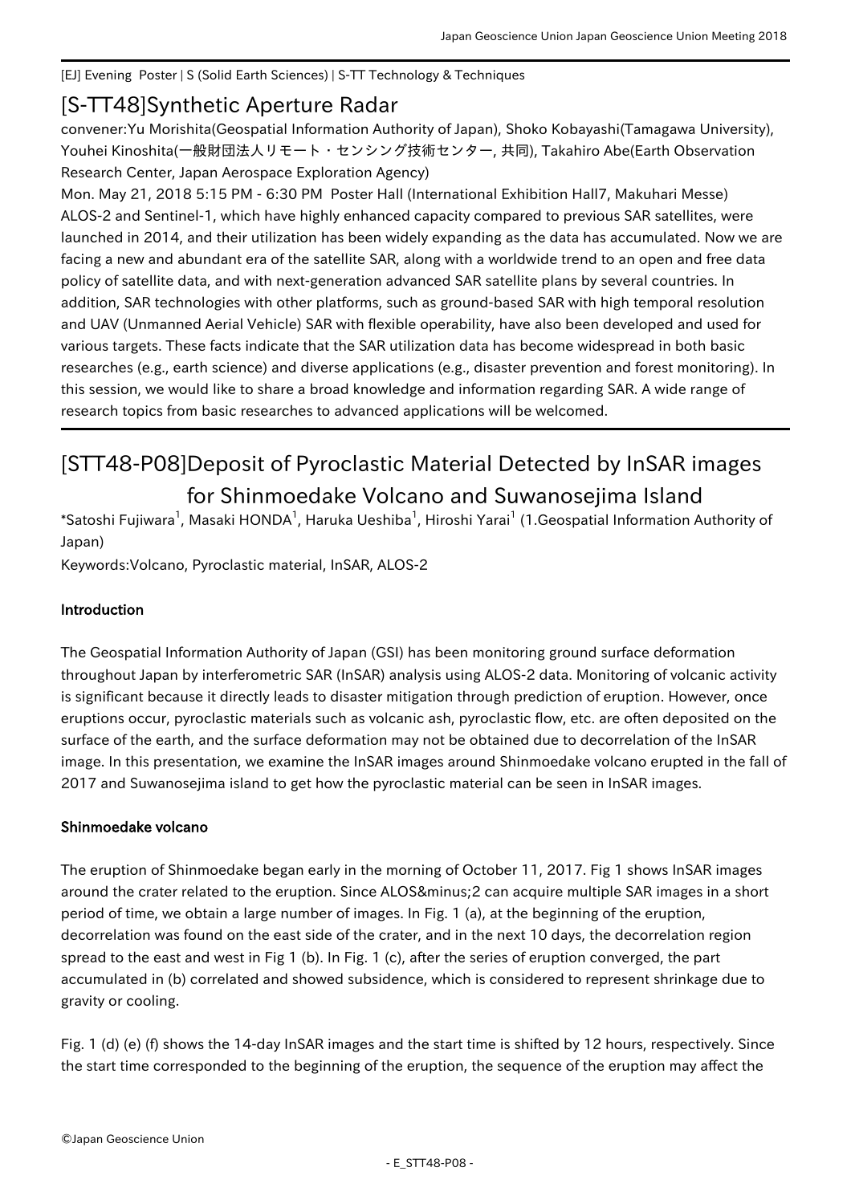[EJ] Evening Poster | S (Solid Earth Sciences) | S-TT Technology & Techniques

# [S-TT48]Synthetic Aperture Radar

convener:Yu Morishita(Geospatial Information Authority of Japan), Shoko Kobayashi(Tamagawa University), Youhei Kinoshita(一般財団法人リモート・センシング技術センター, 共同), Takahiro Abe(Earth Observation Research Center, Japan Aerospace Exploration Agency)

Mon. May 21, 2018 5:15 PM - 6:30 PM Poster Hall (International Exhibition Hall7, Makuhari Messe)

ALOS-2 and Sentinel-1, which have highly enhanced capacity compared to previous SAR satellites, were launched in 2014, and their utilization has been widely expanding as the data has accumulated. Now we are facing a new and abundant era of the satellite SAR, along with a worldwide trend to an open and free data policy of satellite data, and with next-generation advanced SAR satellite plans by several countries. In addition, SAR technologies with other platforms, such as ground-based SAR with high temporal resolution and UAV (Unmanned Aerial Vehicle) SAR with flexible operability, have also been developed and used for various targets. These facts indicate that the SAR utilization data has become widespread in both basic researches (e.g., earth science) and diverse applications (e.g., disaster prevention and forest monitoring). In this session, we would like to share a broad knowledge and information regarding SAR. A wide range of research topics from basic researches to advanced applications will be welcomed.

## [STT48-P08]Deposit of Pyroclastic Material Detected by InSAR images for Shinmoedake Volcano and Suwanosejima Island

*Satoshi Fujiwara[1], Masaki HONDA[1], Haruka Ueshiba[1], Hiroshi Yarai[1] (1.Geospatial Information Authority of Japan)

Keywords:Volcano, Pyroclastic material, InSAR, ALOS-2

### Introduction

The Geospatial Information Authority of Japan (GSI) has been monitoring ground surface deformation throughout Japan by interferometric SAR (InSAR) analysis using ALOS-2 data. Monitoring of volcanic activity is significant because it directly leads to disaster mitigation through prediction of eruption. However, once eruptions occur, pyroclastic materials such as volcanic ash, pyroclastic flow, etc. are often deposited on the surface of the earth, and the surface deformation may not be obtained due to decorrelation of the InSAR image. In this presentation, we examine the InSAR images around Shinmoedake volcano erupted in the fall of 2017 and Suwanosejima island to get how the pyroclastic material can be seen in InSAR images.

### Shinmoedake volcano

The eruption of Shinmoedake began early in the morning of October 11, 2017. Fig 1 shows InSAR images around the crater related to the eruption. Since ALOS&minus;2 can acquire multiple SAR images in a short period of time, we obtain a large number of images. In Fig. 1 (a), at the beginning of the eruption, decorrelation was found on the east side of the crater, and in the next 10 days, the decorrelation region spread to the east and west in Fig 1 (b). In Fig. 1 (c), after the series of eruption converged, the part accumulated in (b) correlated and showed subsidence, which is considered to represent shrinkage due to gravity or cooling.

Fig. 1 (d) (e) (f) shows the 14-day InSAR images and the start time is shifted by 12 hours, respectively. Since the start time corresponded to the beginning of the eruption, the sequence of the eruption may affect the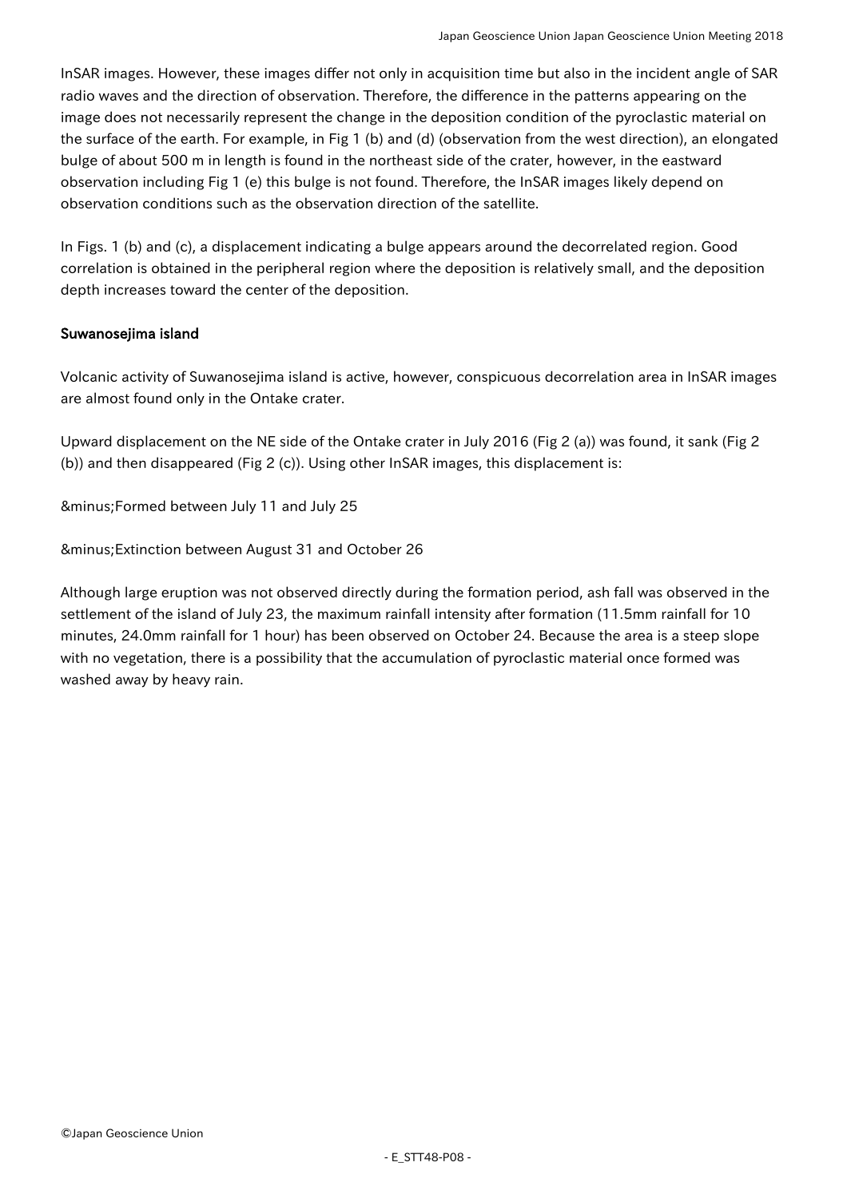InSAR images. However, these images differ not only in acquisition time but also in the incident angle of SAR radio waves and the direction of observation. Therefore, the difference in the patterns appearing on the image does not necessarily represent the change in the deposition condition of the pyroclastic material on the surface of the earth. For example, in Fig 1 (b) and (d) (observation from the west direction), an elongated bulge of about 500 m in length is found in the northeast side of the crater, however, in the eastward observation including Fig 1 (e) this bulge is not found. Therefore, the InSAR images likely depend on observation conditions such as the observation direction of the satellite.

In Figs. 1 (b) and (c), a displacement indicating a bulge appears around the decorrelated region. Good correlation is obtained in the peripheral region where the deposition is relatively small, and the deposition depth increases toward the center of the deposition.

### Suwanosejima island

Volcanic activity of Suwanosejima island is active, however, conspicuous decorrelation area in InSAR images are almost found only in the Ontake crater.

Upward displacement on the NE side of the Ontake crater in July 2016 (Fig 2 (a)) was found, it sank (Fig 2 (b)) and then disappeared (Fig 2 (c)). Using other InSAR images, this displacement is:

&minus;Formed between July 11 and July 25

&minus;Extinction between August 31 and October 26

Although large eruption was not observed directly during the formation period, ash fall was observed in the settlement of the island of July 23, the maximum rainfall intensity after formation (11.5mm rainfall for 10 minutes, 24.0mm rainfall for 1 hour) has been observed on October 24. Because the area is a steep slope with no vegetation, there is a possibility that the accumulation of pyroclastic material once formed was washed away by heavy rain.